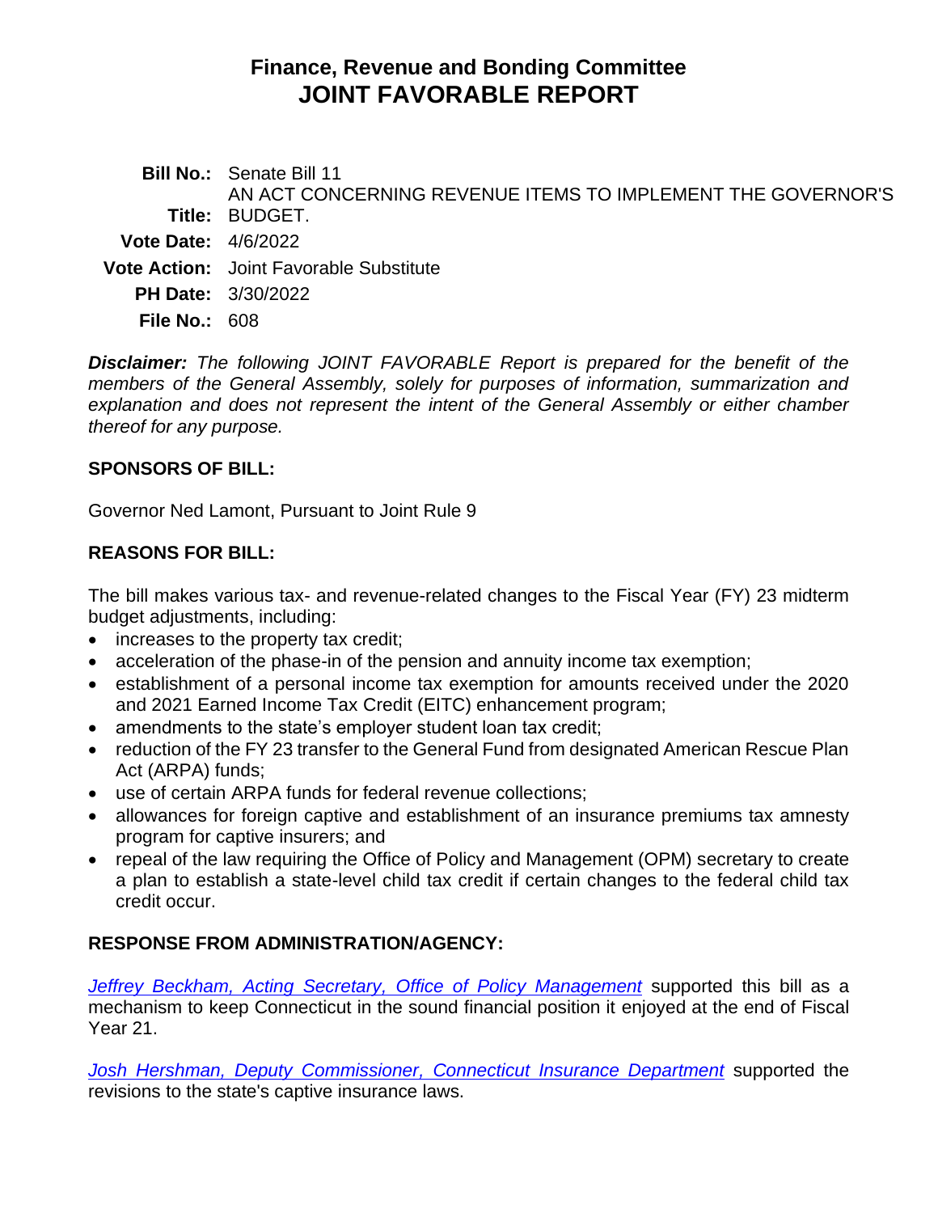# Finance, Revenue and Bonding Committee
# JOINT FAVORABLE REPORT

**Bill No.:** Senate Bill 11

**Title:** AN ACT CONCERNING REVENUE ITEMS TO IMPLEMENT THE GOVERNOR'S BUDGET.

**Vote Date:** 4/6/2022

**Vote Action:** Joint Favorable Substitute

**PH Date:** 3/30/2022

**File No.:** 608

***Disclaimer:*** *The following JOINT FAVORABLE Report is prepared for the benefit of the members of the General Assembly, solely for purposes of information, summarization and explanation and does not represent the intent of the General Assembly or either chamber thereof for any purpose.*

## SPONSORS OF BILL:

Governor Ned Lamont, Pursuant to Joint Rule 9

## REASONS FOR BILL:

The bill makes various tax- and revenue-related changes to the Fiscal Year (FY) 23 midterm budget adjustments, including:

- increases to the property tax credit;
- acceleration of the phase-in of the pension and annuity income tax exemption;
- establishment of a personal income tax exemption for amounts received under the 2020 and 2021 Earned Income Tax Credit (EITC) enhancement program;
- amendments to the state's employer student loan tax credit;
- reduction of the FY 23 transfer to the General Fund from designated American Rescue Plan Act (ARPA) funds;
- use of certain ARPA funds for federal revenue collections;
- allowances for foreign captive and establishment of an insurance premiums tax amnesty program for captive insurers; and
- repeal of the law requiring the Office of Policy and Management (OPM) secretary to create a plan to establish a state-level child tax credit if certain changes to the federal child tax credit occur.

## RESPONSE FROM ADMINISTRATION/AGENCY:

*Jeffrey Beckham, Acting Secretary, Office of Policy Management* supported this bill as a mechanism to keep Connecticut in the sound financial position it enjoyed at the end of Fiscal Year 21.

*Josh Hershman, Deputy Commissioner, Connecticut Insurance Department* supported the revisions to the state's captive insurance laws.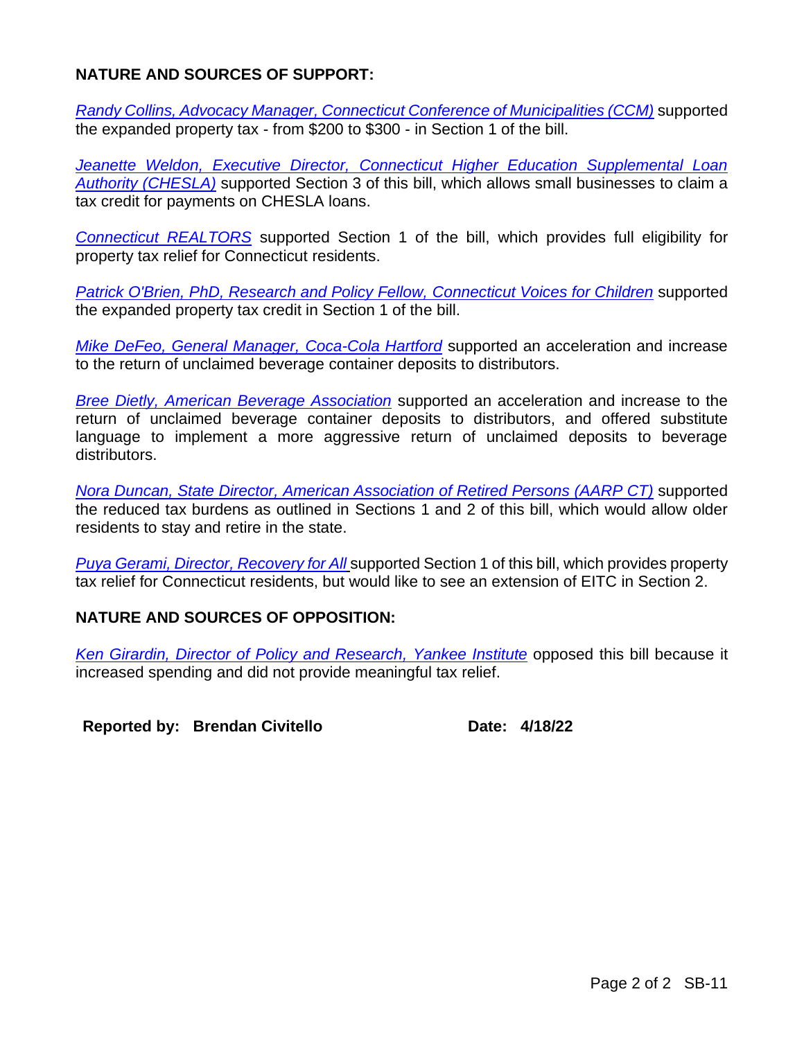**NATURE AND SOURCES OF SUPPORT:**

*Randy Collins, Advocacy Manager, Connecticut Conference of Municipalities (CCM)* supported the expanded property tax - from $200 to $300 - in Section 1 of the bill.

*Jeanette Weldon, Executive Director, Connecticut Higher Education Supplemental Loan Authority (CHESLA)* supported Section 3 of this bill, which allows small businesses to claim a tax credit for payments on CHESLA loans.

*Connecticut REALTORS* supported Section 1 of the bill, which provides full eligibility for property tax relief for Connecticut residents.

*Patrick O'Brien, PhD, Research and Policy Fellow, Connecticut Voices for Children* supported the expanded property tax credit in Section 1 of the bill.

*Mike DeFeo, General Manager, Coca-Cola Hartford* supported an acceleration and increase to the return of unclaimed beverage container deposits to distributors.

*Bree Dietly, American Beverage Association* supported an acceleration and increase to the return of unclaimed beverage container deposits to distributors, and offered substitute language to implement a more aggressive return of unclaimed deposits to beverage distributors.

*Nora Duncan, State Director, American Association of Retired Persons (AARP CT)* supported the reduced tax burdens as outlined in Sections 1 and 2 of this bill, which would allow older residents to stay and retire in the state.

*Puya Gerami, Director, Recovery for All* supported Section 1 of this bill, which provides property tax relief for Connecticut residents, but would like to see an extension of EITC in Section 2.

**NATURE AND SOURCES OF OPPOSITION:**

*Ken Girardin, Director of Policy and Research, Yankee Institute* opposed this bill because it increased spending and did not provide meaningful tax relief.

**Reported by: Brendan Civitello** **Date: 4/18/22**